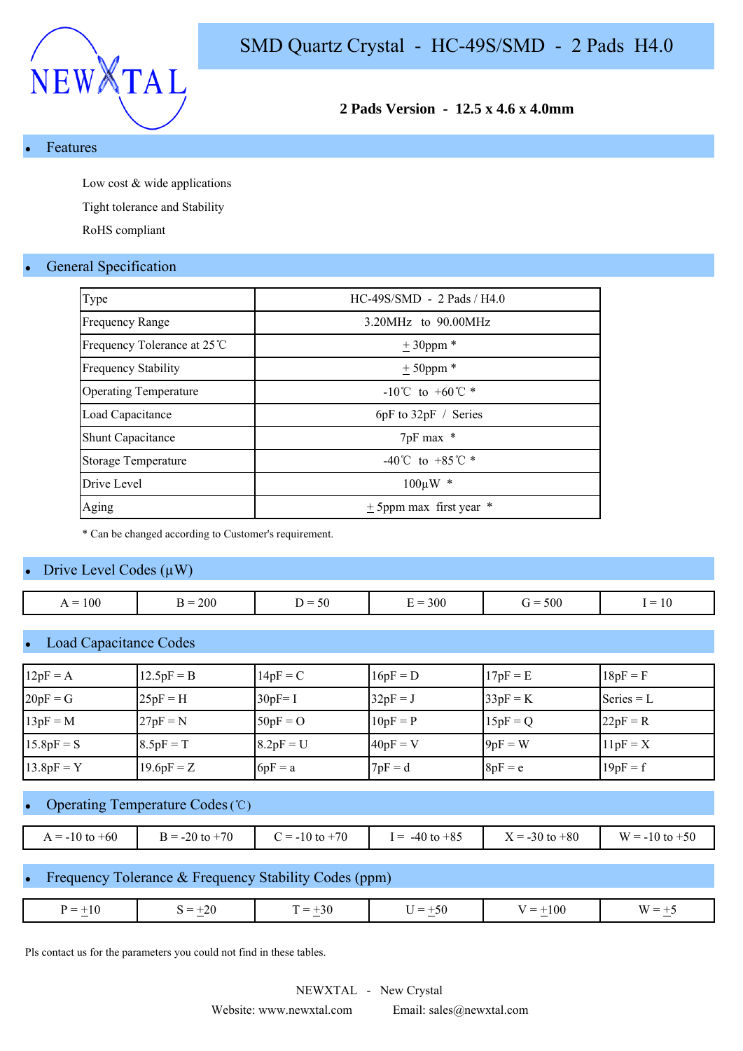NEWXTAL

# SMD Quartz Crystal - HC-49S/SMD - 2 Pads H4.0

**2 Pads Version - 12.5 x 4.6 x 4.0mm**

## • Features

Low cost & wide applications

Tight tolerance and Stability

RoHS compliant

## • General Specification

| Type | HC-49S/SMD - 2 Pads / H4.0 |
|---|---|
| Frequency Range | 3.20MHz to 90.00MHz |
| Frequency Tolerance at 25℃ | ± 30ppm * |
| Frequency Stability | ± 50ppm * |
| Operating Temperature | -10℃ to +60℃ * |
| Load Capacitance | 6pF to 32pF / Series |
| Shunt Capacitance | 7pF max * |
| Storage Temperature | -40℃ to +85℃ * |
| Drive Level | 100µW * |
| Aging | ± 5ppm max first year * |

* Can be changed according to Customer's requirement.

## • Drive Level Codes (µW)

| A = 100 | B = 200 | D = 50 | E = 300 | G = 500 | I = 10 |
|---|---|---|---|---|---|

## • Load Capacitance Codes

| 12pF = A | 12.5pF = B | 14pF = C | 16pF = D | 17pF = E | 18pF = F |
|---|---|---|---|---|---|
| 20pF = G | 25pF = H | 30pF= I | 32pF = J | 33pF = K | Series = L |
| 13pF = M | 27pF = N | 50pF = O | 10pF = P | 15pF = Q | 22pF = R |
| 15.8pF = S | 8.5pF = T | 8.2pF = U | 40pF = V | 9pF = W | 11pF = X |
| 13.8pF = Y | 19.6pF = Z | 6pF = a | 7pF = d | 8pF = e | 19pF = f |

## • Operating Temperature Codes (℃)

| A = -10 to +60 | B = -20 to +70 | C = -10 to +70 | I = -40 to +85 | X = -30 to +80 | W = -10 to +50 |
|---|---|---|---|---|---|

## • Frequency Tolerance & Frequency Stability Codes (ppm)

| P = ±10 | S = ±20 | T = ±30 | U = ±50 | V = ±100 | W = ±5 |
|---|---|---|---|---|---|

Pls contact us for the parameters you could not find in these tables.

NEWXTAL - New Crystal

Website: www.newxtal.com Email: sales@newxtal.com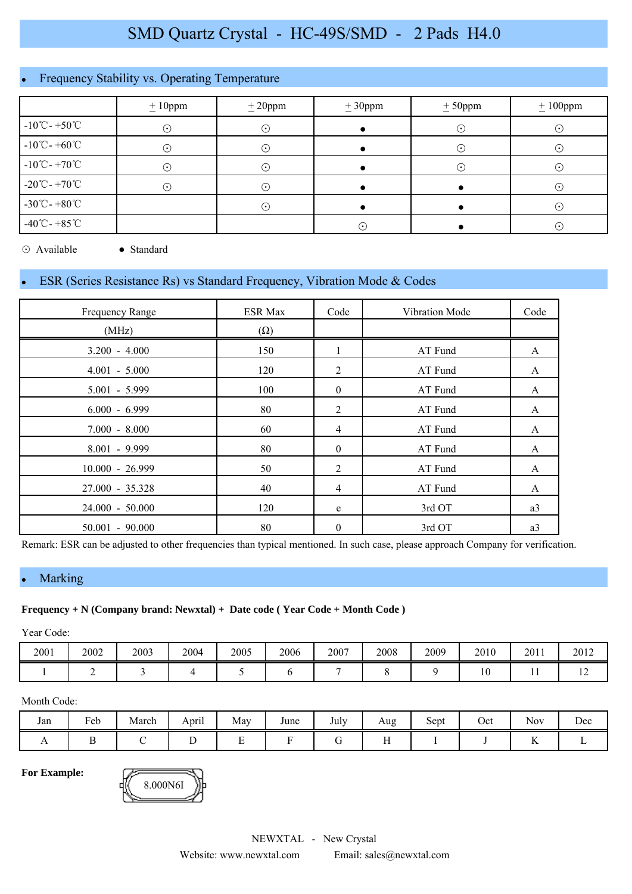# SMD Quartz Crystal - HC-49S/SMD - 2 Pads H4.0

## • Frequency Stability vs. Operating Temperature

| | ±10ppm | ±20ppm | ±30ppm | ±50ppm | ±100ppm |
|---|---|---|---|---|---|
| -10℃- +50℃ | ⊙ | ⊙ | ● | ⊙ | ⊙ |
| -10℃- +60℃ | ⊙ | ⊙ | ● | ⊙ | ⊙ |
| -10℃- +70℃ | ⊙ | ⊙ | ● | ⊙ | ⊙ |
| -20℃- +70℃ | ⊙ | ⊙ | ● | ● | ⊙ |
| -30℃- +80℃ | | ⊙ | ● | ● | ⊙ |
| -40℃- +85℃ | | | ⊙ | ● | ⊙ |

⊙ Available ● Standard

## • ESR (Series Resistance Rs) vs Standard Frequency, Vibration Mode & Codes

| Frequency Range (MHz) | ESR Max (Ω) | Code | Vibration Mode | Code |
|---|---|---|---|---|
| 3.200 - 4.000 | 150 | 1 | AT Fund | A |
| 4.001 - 5.000 | 120 | 2 | AT Fund | A |
| 5.001 - 5.999 | 100 | 0 | AT Fund | A |
| 6.000 - 6.999 | 80 | 2 | AT Fund | A |
| 7.000 - 8.000 | 60 | 4 | AT Fund | A |
| 8.001 - 9.999 | 80 | 0 | AT Fund | A |
| 10.000 - 26.999 | 50 | 2 | AT Fund | A |
| 27.000 - 35.328 | 40 | 4 | AT Fund | A |
| 24.000 - 50.000 | 120 | e | 3rd OT | a3 |
| 50.001 - 90.000 | 80 | 0 | 3rd OT | a3 |

Remark: ESR can be adjusted to other frequencies than typical mentioned. In such case, please approach Company for verification.

## • Marking

**Frequency + N (Company brand: Newxtal) + Date code ( Year Code + Month Code )**

Year Code:

| 2001 | 2002 | 2003 | 2004 | 2005 | 2006 | 2007 | 2008 | 2009 | 2010 | 2011 | 2012 |
|---|---|---|---|---|---|---|---|---|---|---|---|
| 1 | 2 | 3 | 4 | 5 | 6 | 7 | 8 | 9 | 10 | 11 | 12 |

Month Code:

| Jan | Feb | March | April | May | June | July | Aug | Sept | Oct | Nov | Dec |
|---|---|---|---|---|---|---|---|---|---|---|---|
| A | B | C | D | E | F | G | H | I | J | K | L |

**For Example:** 8.000N6I

NEWXTAL - New Crystal

Website: www.newxtal.com Email: sales@newxtal.com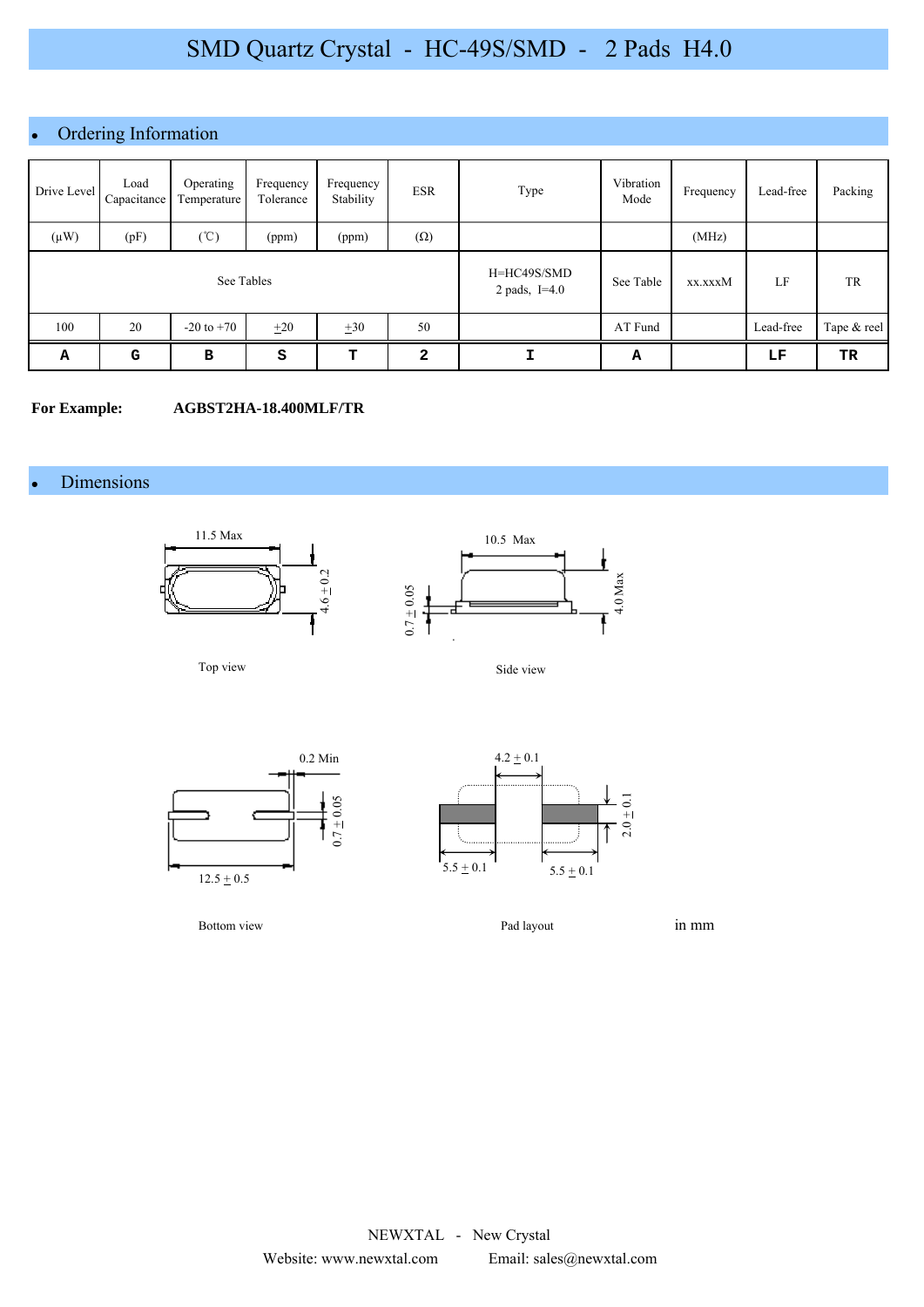# SMD Quartz Crystal - HC-49S/SMD - 2 Pads H4.0

## Ordering Information

| Drive Level | Load Capacitance | Operating Temperature | Frequency Tolerance | Frequency Stability | ESR | Type | Vibration Mode | Frequency | Lead-free | Packing |
|---|---|---|---|---|---|---|---|---|---|---|
| (μW) | (pF) | (℃) | (ppm) | (ppm) | (Ω) | | | (MHz) | | |
| See Tables | | | | | | H=HC49S/SMD 2 pads, I=4.0 | See Table | xx.xxxM | LF | TR |
| 100 | 20 | -20 to +70 | ±20 | ±30 | 50 | | AT Fund | | Lead-free | Tape & reel |
| A | G | B | S | T | 2 | I | A | | LF | TR |

**For Example:** **AGBST2HA-18.400MLF/TR**

## Dimensions

11.5 Max

4.6 ± 0.2

Top view

10.5 Max

0.7 ± 0.05

4.0 Max

Side view

0.2 Min

0.7 ± 0.05

12.5 ± 0.5

Bottom view

4.2 ± 0.1

2.0 ± 0.1

5.5 ± 0.1

5.5 ± 0.1

Pad layout

in mm

NEWXTAL - New Crystal

Website: www.newxtal.com Email: sales@newxtal.com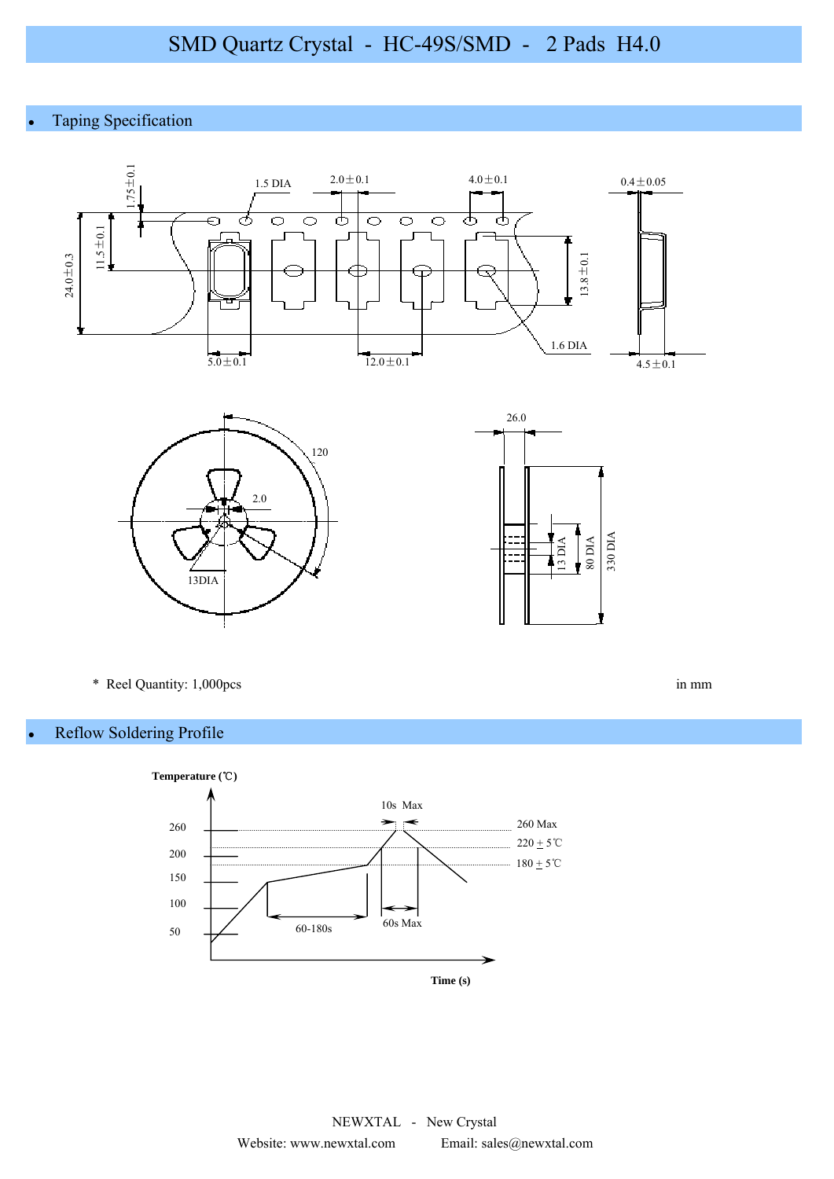# SMD Quartz Crystal - HC-49S/SMD - 2 Pads H4.0

## Taping Specification

1.75±0.1
1.5 DIA
2.0±0.1
4.0±0.1
0.4±0.05
24.0±0.3
11.5±0.1
13.8±0.1
1.6 DIA
5.0±0.1
12.0±0.1
4.5±0.1

120
2.0
13DIA
26.0
13 DIA
80 DIA
330 DIA

\* Reel Quantity: 1,000pcs

in mm

## Reflow Soldering Profile

**Temperature (℃)**

10s Max
260
200
150
100
50
260 Max
220 ± 5℃
180 ± 5℃
60-180s
60s Max

**Time (s)**

NEWXTAL - New Crystal
Website: www.newxtal.com Email: sales@newxtal.com